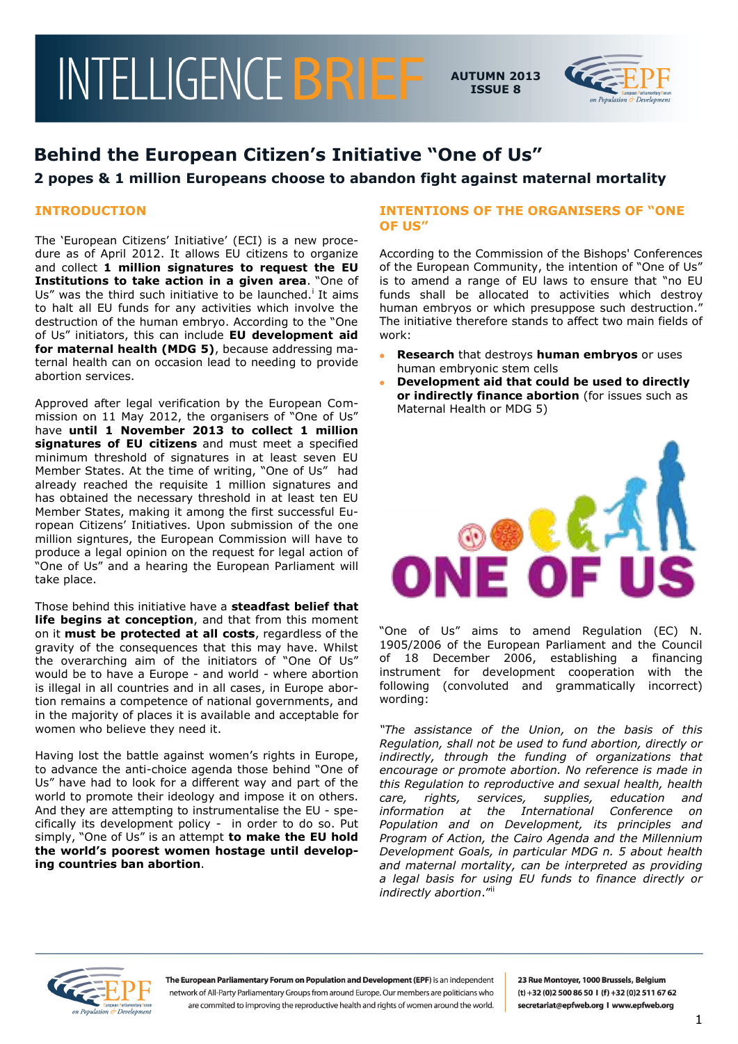# Behind the European Citizen's Initiative "One of Us"

## 2 popes & 1 million Europeans choose to abandon fight against maternal mortality

### INTRODUCTION

The 'European Citizens' Initiative' (ECI) is a new procedure as of April 2012. It allows EU citizens to organize and collect **1 million signatures to request the EU Institutions to take action in a given area**. "One of Us" was the third such initiative to be launched.[i] It aims to halt all EU funds for any activities which involve the destruction of the human embryo. According to the "One of Us" initiators, this can include **EU development aid for maternal health (MDG 5)**, because addressing maternal health can on occasion lead to needing to provide abortion services.

Approved after legal verification by the European Commission on 11 May 2012, the organisers of "One of Us" have **until 1 November 2013 to collect 1 million signatures of EU citizens** and must meet a specified minimum threshold of signatures in at least seven EU Member States. At the time of writing, "One of Us" had already reached the requisite 1 million signatures and has obtained the necessary threshold in at least ten EU Member States, making it among the first successful European Citizens' Initiatives. Upon submission of the one million signtures, the European Commission will have to produce a legal opinion on the request for legal action of "One of Us" and a hearing the European Parliament will take place.

Those behind this initiative have a **steadfast belief that life begins at conception**, and that from this moment on it **must be protected at all costs**, regardless of the gravity of the consequences that this may have. Whilst the overarching aim of the initiators of "One Of Us" would be to have a Europe - and world - where abortion is illegal in all countries and in all cases, in Europe abortion remains a competence of national governments, and in the majority of places it is available and acceptable for women who believe they need it.

Having lost the battle against women's rights in Europe, to advance the anti-choice agenda those behind "One of Us" have had to look for a different way and part of the world to promote their ideology and impose it on others. And they are attempting to instrumentalise the EU - specifically its development policy - in order to do so. Put simply, "One of Us" is an attempt **to make the EU hold the world's poorest women hostage until developing countries ban abortion**.

### INTENTIONS OF THE ORGANISERS OF "ONE OF US"

According to the Commission of the Bishops' Conferences of the European Community, the intention of "One of Us" is to amend a range of EU laws to ensure that "no EU funds shall be allocated to activities which destroy human embryos or which presuppose such destruction." The initiative therefore stands to affect two main fields of work:

- **Research** that destroys **human embryos** or uses human embryonic stem cells
- **Development aid that could be used to directly or indirectly finance abortion** (for issues such as Maternal Health or MDG 5)

ONE OF US

"One of Us" aims to amend Regulation (EC) N. 1905/2006 of the European Parliament and the Council of 18 December 2006, establishing a financing instrument for development cooperation with the following (convoluted and grammatically incorrect) wording:

*"The assistance of the Union, on the basis of this Regulation, shall not be used to fund abortion, directly or indirectly, through the funding of organizations that encourage or promote abortion. No reference is made in this Regulation to reproductive and sexual health, health care, rights, services, supplies, education and information at the International Conference on Population and on Development, its principles and Program of Action, the Cairo Agenda and the Millennium Development Goals, in particular MDG n. 5 about health and maternal mortality, can be interpreted as providing a legal basis for using EU funds to finance directly or indirectly abortion."*[ii]

The European Parliamentary Forum on Population and Development (EPF) is an independent network of All-Party Parliamentary Groups from around Europe. Our members are politicians who are commited to improving the reproductive health and rights of women around the world.

23 Rue Montoyer, 1000 Brussels, Belgium
(t) +32 (0)2 500 86 50 I (f) +32 (0)2 511 67 62
secretariat@epfweb.org I www.epfweb.org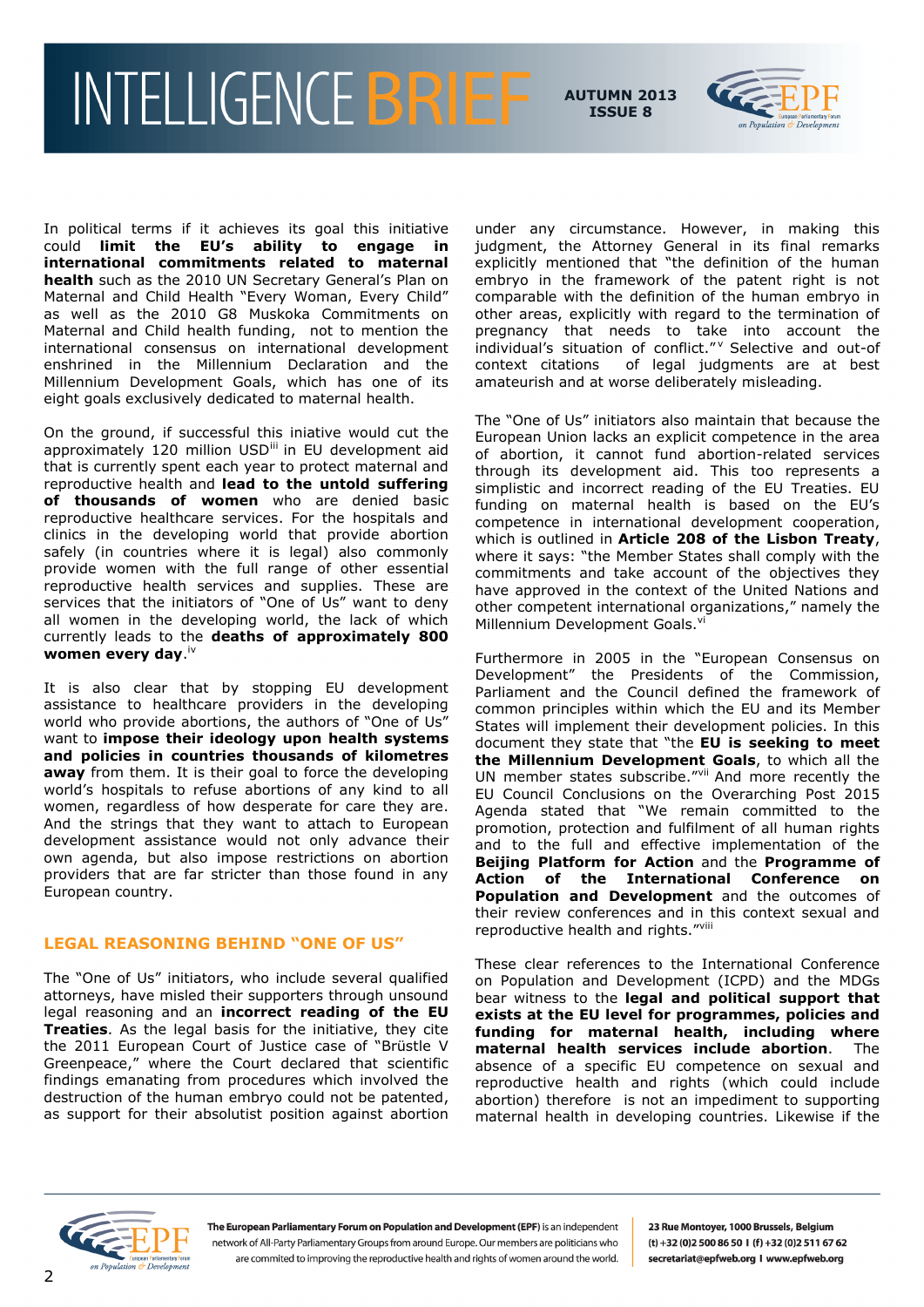In political terms if it achieves its goal this initiative could **limit the EU's ability to engage in international commitments related to maternal health** such as the 2010 UN Secretary General's Plan on Maternal and Child Health "Every Woman, Every Child" as well as the 2010 G8 Muskoka Commitments on Maternal and Child health funding, not to mention the international consensus on international development enshrined in the Millennium Declaration and the Millennium Development Goals, which has one of its eight goals exclusively dedicated to maternal health.

On the ground, if successful this iniative would cut the approximately 120 million USD[iii] in EU development aid that is currently spent each year to protect maternal and reproductive health and **lead to the untold suffering of thousands of women** who are denied basic reproductive healthcare services. For the hospitals and clinics in the developing world that provide abortion safely (in countries where it is legal) also commonly provide women with the full range of other essential reproductive health services and supplies. These are services that the initiators of "One of Us" want to deny all women in the developing world, the lack of which currently leads to the **deaths of approximately 800 women every day**.[iv]

It is also clear that by stopping EU development assistance to healthcare providers in the developing world who provide abortions, the authors of "One of Us" want to **impose their ideology upon health systems and policies in countries thousands of kilometres away** from them. It is their goal to force the developing world's hospitals to refuse abortions of any kind to all women, regardless of how desperate for care they are. And the strings that they want to attach to European development assistance would not only advance their own agenda, but also impose restrictions on abortion providers that are far stricter than those found in any European country.

## LEGAL REASONING BEHIND "ONE OF US"

The "One of Us" initiators, who include several qualified attorneys, have misled their supporters through unsound legal reasoning and an **incorrect reading of the EU Treaties**. As the legal basis for the initiative, they cite the 2011 European Court of Justice case of "Brüstle V Greenpeace," where the Court declared that scientific findings emanating from procedures which involved the destruction of the human embryo could not be patented, as support for their absolutist position against abortion under any circumstance. However, in making this judgment, the Attorney General in its final remarks explicitly mentioned that "the definition of the human embryo in the framework of the patent right is not comparable with the definition of the human embryo in other areas, explicitly with regard to the termination of pregnancy that needs to take into account the individual's situation of conflict."[v] Selective and out-of context citations of legal judgments are at best amateurish and at worse deliberately misleading.

The "One of Us" initiators also maintain that because the European Union lacks an explicit competence in the area of abortion, it cannot fund abortion-related services through its development aid. This too represents a simplistic and incorrect reading of the EU Treaties. EU funding on maternal health is based on the EU's competence in international development cooperation, which is outlined in **Article 208 of the Lisbon Treaty**, where it says: "the Member States shall comply with the commitments and take account of the objectives they have approved in the context of the United Nations and other competent international organizations," namely the Millennium Development Goals.[vi]

Furthermore in 2005 in the "European Consensus on Development" the Presidents of the Commission, Parliament and the Council defined the framework of common principles within which the EU and its Member States will implement their development policies. In this document they state that "the **EU is seeking to meet the Millennium Development Goals**, to which all the UN member states subscribe."[vii] And more recently the EU Council Conclusions on the Overarching Post 2015 Agenda stated that "We remain committed to the promotion, protection and fulfilment of all human rights and to the full and effective implementation of the **Beijing Platform for Action** and the **Programme of Action of the International Conference on Population and Development** and the outcomes of their review conferences and in this context sexual and reproductive health and rights."[viii]

These clear references to the International Conference on Population and Development (ICPD) and the MDGs bear witness to the **legal and political support that exists at the EU level for programmes, policies and funding for maternal health, including where maternal health services include abortion**. The absence of a specific EU competence on sexual and reproductive health and rights (which could include abortion) therefore is not an impediment to supporting maternal health in developing countries. Likewise if the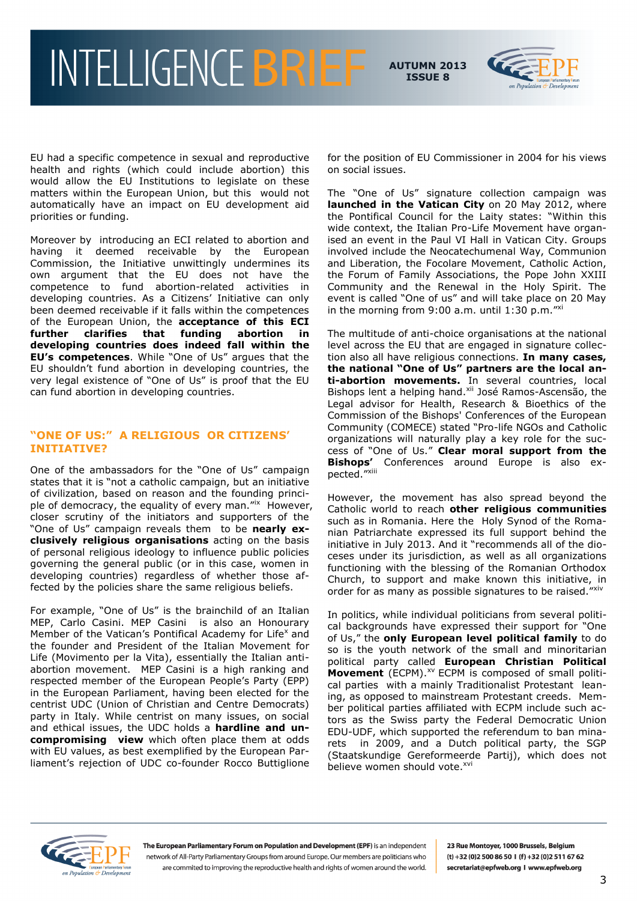EU had a specific competence in sexual and reproductive health and rights (which could include abortion) this would allow the EU Institutions to legislate on these matters within the European Union, but this would not automatically have an impact on EU development aid priorities or funding.

Moreover by introducing an ECI related to abortion and having it deemed receivable by the European Commission, the Initiative unwittingly undermines its own argument that the EU does not have the competence to fund abortion-related activities in developing countries. As a Citizens' Initiative can only been deemed receivable if it falls within the competences of the European Union, the **acceptance of this ECI further clarifies that funding abortion in developing countries does indeed fall within the EU's competences**. While "One of Us" argues that the EU shouldn't fund abortion in developing countries, the very legal existence of "One of Us" is proof that the EU can fund abortion in developing countries.

## "ONE OF US:" A RELIGIOUS OR CITIZENS' INITIATIVE?

One of the ambassadors for the "One of Us" campaign states that it is "not a catholic campaign, but an initiative of civilization, based on reason and the founding principle of democracy, the equality of every man."[ix] However, closer scrutiny of the initiators and supporters of the "One of Us" campaign reveals them to be **nearly exclusively religious organisations** acting on the basis of personal religious ideology to influence public policies governing the general public (or in this case, women in developing countries) regardless of whether those affected by the policies share the same religious beliefs.

For example, "One of Us" is the brainchild of an Italian MEP, Carlo Casini. MEP Casini is also an Honourary Member of the Vatican's Pontifical Academy for Life[x] and the founder and President of the Italian Movement for Life (Movimento per la Vita), essentially the Italian anti-abortion movement. MEP Casini is a high ranking and respected member of the European People's Party (EPP) in the European Parliament, having been elected for the centrist UDC (Union of Christian and Centre Democrats) party in Italy. While centrist on many issues, on social and ethical issues, the UDC holds a **hardline and uncompromising view** which often place them at odds with EU values, as best exemplified by the European Parliament's rejection of UDC co-founder Rocco Buttiglione for the position of EU Commissioner in 2004 for his views on social issues.

The "One of Us" signature collection campaign was **launched in the Vatican City** on 20 May 2012, where the Pontifical Council for the Laity states: "Within this wide context, the Italian Pro-Life Movement have organised an event in the Paul VI Hall in Vatican City. Groups involved include the Neocatechumenal Way, Communion and Liberation, the Focolare Movement, Catholic Action, the Forum of Family Associations, the Pope John XXIII Community and the Renewal in the Holy Spirit. The event is called "One of us" and will take place on 20 May in the morning from 9:00 a.m. until 1:30 p.m."[xi]

The multitude of anti-choice organisations at the national level across the EU that are engaged in signature collection also all have religious connections. **In many cases, the national "One of Us" partners are the local anti-abortion movements.** In several countries, local Bishops lent a helping hand.[xii] José Ramos-Ascensão, the Legal advisor for Health, Research & Bioethics of the Commission of the Bishops' Conferences of the European Community (COMECE) stated "Pro-life NGOs and Catholic organizations will naturally play a key role for the success of "One of Us." **Clear moral support from the Bishops'** Conferences around Europe is also expected."[xiii]

However, the movement has also spread beyond the Catholic world to reach **other religious communities** such as in Romania. Here the Holy Synod of the Romanian Patriarchate expressed its full support behind the initiative in July 2013. And it "recommends all of the dioceses under its jurisdiction, as well as all organizations functioning with the blessing of the Romanian Orthodox Church, to support and make known this initiative, in order for as many as possible signatures to be raised."[xiv]

In politics, while individual politicians from several political backgrounds have expressed their support for "One of Us," the **only European level political family** to do so is the youth network of the small and minoritarian political party called **European Christian Political Movement** (ECPM).[xv] ECPM is composed of small political parties with a mainly Traditionalist Protestant leaning, as opposed to mainstream Protestant creeds. Member political parties affiliated with ECPM include such actors as the Swiss party the Federal Democratic Union EDU-UDF, which supported the referendum to ban minarets in 2009, and a Dutch political party, the SGP (Staatskundige Gereformeerde Partij), which does not believe women should vote.[xvi]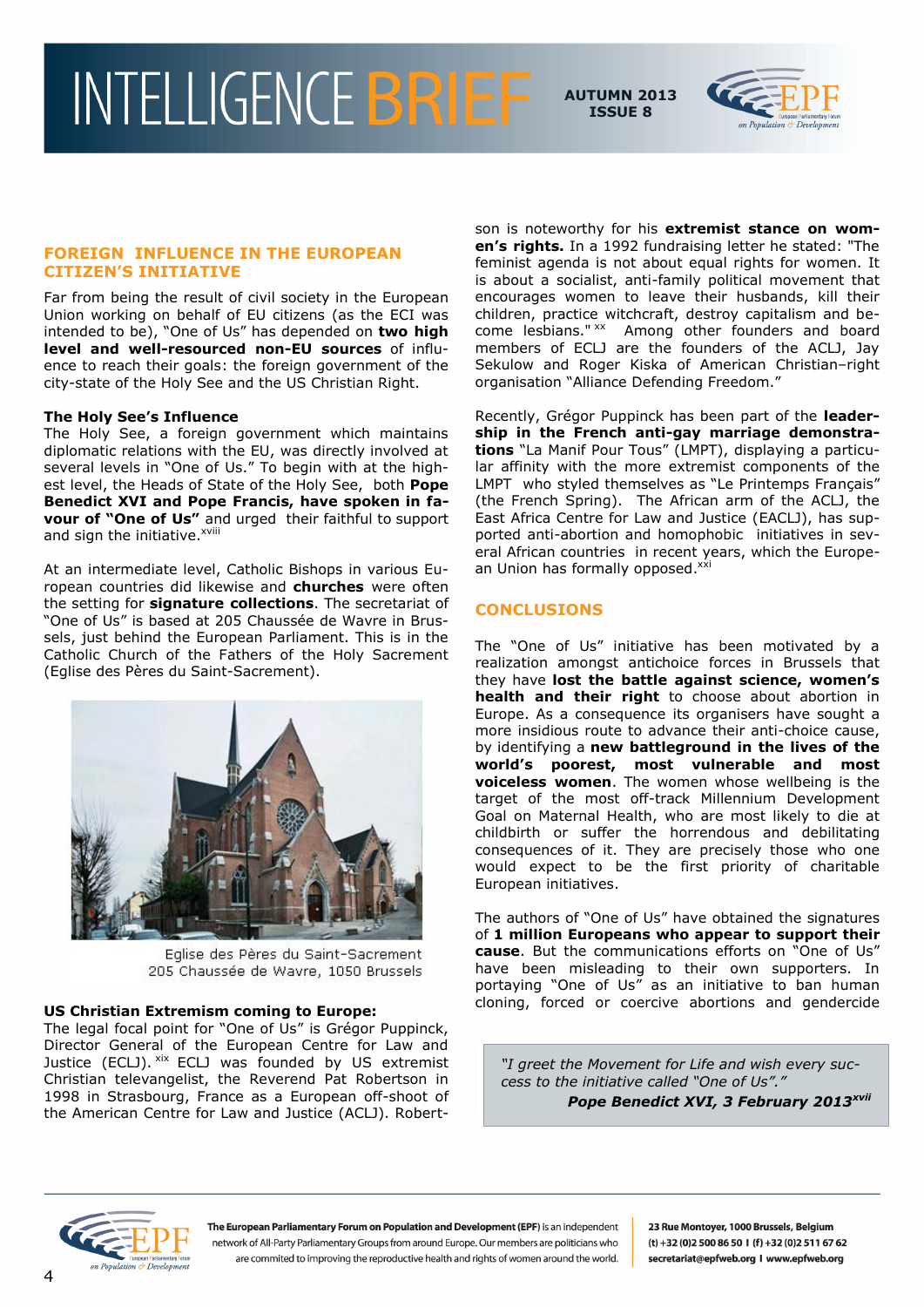## FOREIGN INFLUENCE IN THE EUROPEAN CITIZEN'S INITIATIVE

Far from being the result of civil society in the European Union working on behalf of EU citizens (as the ECI was intended to be), "One of Us" has depended on **two high level and well-resourced non-EU sources** of influence to reach their goals: the foreign government of the city-state of the Holy See and the US Christian Right.

**The Holy See's Influence**

The Holy See, a foreign government which maintains diplomatic relations with the EU, was directly involved at several levels in "One of Us." To begin with at the highest level, the Heads of State of the Holy See, both **Pope Benedict XVI and Pope Francis, have spoken in favour of "One of Us"** and urged their faithful to support and sign the initiative.[xviii]

At an intermediate level, Catholic Bishops in various European countries did likewise and **churches** were often the setting for **signature collections**. The secretariat of "One of Us" is based at 205 Chaussée de Wavre in Brussels, just behind the European Parliament. This is in the Catholic Church of the Fathers of the Holy Sacrement (Eglise des Pères du Saint-Sacrement).

Eglise des Pères du Saint-Sacrement
205 Chaussée de Wavre, 1050 Brussels

**US Christian Extremism coming to Europe:**

The legal focal point for "One of Us" is Grégor Puppinck, Director General of the European Centre for Law and Justice (ECLJ).[xix] ECLJ was founded by US extremist Christian televangelist, the Reverend Pat Robertson in 1998 in Strasbourg, France as a European off-shoot of the American Centre for Law and Justice (ACLJ). Robertson is noteworthy for his **extremist stance on women's rights.** In a 1992 fundraising letter he stated: "The feminist agenda is not about equal rights for women. It is about a socialist, anti-family political movement that encourages women to leave their husbands, kill their children, practice witchcraft, destroy capitalism and become lesbians."[xx] Among other founders and board members of ECLJ are the founders of the ACLJ, Jay Sekulow and Roger Kiska of American Christian–right organisation "Alliance Defending Freedom."

Recently, Grégor Puppinck has been part of the **leadership in the French anti-gay marriage demonstrations** "La Manif Pour Tous" (LMPT), displaying a particular affinity with the more extremist components of the LMPT who styled themselves as "Le Printemps Français" (the French Spring). The African arm of the ACLJ, the East Africa Centre for Law and Justice (EACLJ), has supported anti-abortion and homophobic initiatives in several African countries in recent years, which the European Union has formally opposed.[xxi]

## CONCLUSIONS

The "One of Us" initiative has been motivated by a realization amongst antichoice forces in Brussels that they have **lost the battle against science, women's health and their right** to choose about abortion in Europe. As a consequence its organisers have sought a more insidious route to advance their anti-choice cause, by identifying a **new battleground in the lives of the world's poorest, most vulnerable and most voiceless women**. The women whose wellbeing is the target of the most off-track Millennium Development Goal on Maternal Health, who are most likely to die at childbirth or suffer the horrendous and debilitating consequences of it. They are precisely those who one would expect to be the first priority of charitable European initiatives.

The authors of "One of Us" have obtained the signatures of **1 million Europeans who appear to support their cause**. But the communications efforts on "One of Us" have been misleading to their own supporters. In portaying "One of Us" as an initiative to ban human cloning, forced or coercive abortions and gendercide

> *"I greet the Movement for Life and wish every success to the initiative called "One of Us"."*
> ***Pope Benedict XVI, 3 February 2013***[xvii]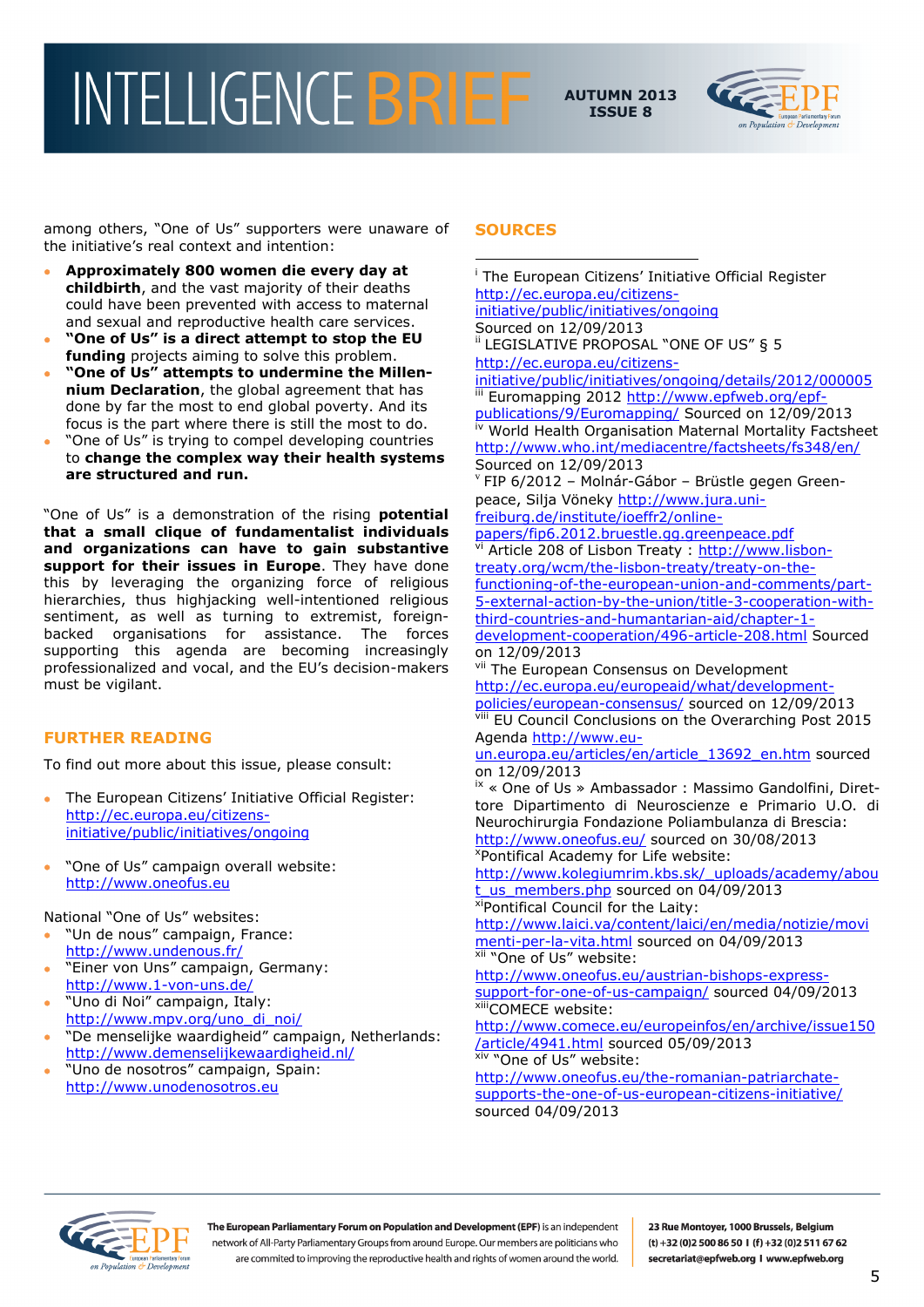among others, "One of Us" supporters were unaware of the initiative's real context and intention:

- **Approximately 800 women die every day at childbirth**, and the vast majority of their deaths could have been prevented with access to maternal and sexual and reproductive health care services.
- **"One of Us" is a direct attempt to stop the EU funding** projects aiming to solve this problem.
- **"One of Us" attempts to undermine the Millennium Declaration**, the global agreement that has done by far the most to end global poverty. And its focus is the part where there is still the most to do.
- "One of Us" is trying to compel developing countries to **change the complex way their health systems are structured and run.**

"One of Us" is a demonstration of the rising **potential that a small clique of fundamentalist individuals and organizations can have to gain substantive support for their issues in Europe**. They have done this by leveraging the organizing force of religious hierarchies, thus highjacking well-intentioned religious sentiment, as well as turning to extremist, foreign-backed organisations for assistance. The forces supporting this agenda are becoming increasingly professionalized and vocal, and the EU's decision-makers must be vigilant.

## FURTHER READING

To find out more about this issue, please consult:

- The European Citizens' Initiative Official Register: http://ec.europa.eu/citizens-initiative/public/initiatives/ongoing
- "One of Us" campaign overall website: http://www.oneofus.eu

National "One of Us" websites:

- "Un de nous" campaign, France: http://www.undenous.fr/
- "Einer von Uns" campaign, Germany: http://www.1-von-uns.de/
- "Uno di Noi" campaign, Italy: http://www.mpv.org/uno_di_noi/
- "De menselijke waardigheid" campaign, Netherlands: http://www.demenselijkewaardigheid.nl/
- "Uno de nosotros" campaign, Spain: http://www.unodenosotros.eu

## SOURCES

[i] The European Citizens' Initiative Official Register http://ec.europa.eu/citizens-initiative/public/initiatives/ongoing Sourced on 12/09/2013

[ii] LEGISLATIVE PROPOSAL "ONE OF US" § 5 http://ec.europa.eu/citizens-initiative/public/initiatives/ongoing/details/2012/000005

[iii] Euromapping 2012 http://www.epfweb.org/epf-publications/9/Euromapping/ Sourced on 12/09/2013

[iv] World Health Organisation Maternal Mortality Factsheet http://www.who.int/mediacentre/factsheets/fs348/en/ Sourced on 12/09/2013

[v] FIP 6/2012 – Molnár-Gábor – Brüstle gegen Greenpeace, Silja Vöneky http://www.jura.uni-freiburg.de/institute/ioeffr2/online-papers/fip6.2012.bruestle.gg.greenpeace.pdf

[vi] Article 208 of Lisbon Treaty : http://www.lisbon-treaty.org/wcm/the-lisbon-treaty/treaty-on-the-functioning-of-the-european-union-and-comments/part-5-external-action-by-the-union/title-3-cooperation-with-third-countries-and-humantarian-aid/chapter-1-development-cooperation/496-article-208.html Sourced on 12/09/2013

[vii] The European Consensus on Development http://ec.europa.eu/europeaid/what/development-policies/european-consensus/ sourced on 12/09/2013

[viii] EU Council Conclusions on the Overarching Post 2015 Agenda http://www.eu-un.europa.eu/articles/en/article_13692_en.htm sourced on 12/09/2013

[ix] « One of Us » Ambassador : Massimo Gandolfini, Direttore Dipartimento di Neuroscienze e Primario U.O. di Neurochirurgia Fondazione Poliambulanza di Brescia: http://www.oneofus.eu/ sourced on 30/08/2013

[x] Pontifical Academy for Life website: http://www.kolegiumrim.kbs.sk/_uploads/academy/about_us_members.php sourced on 04/09/2013

[xi] Pontifical Council for the Laity: http://www.laici.va/content/laici/en/media/notizie/movimenti-per-la-vita.html sourced on 04/09/2013

[xii] "One of Us" website: http://www.oneofus.eu/austrian-bishops-express-support-for-one-of-us-campaign/ sourced 04/09/2013

[xiii] COMECE website: http://www.comece.eu/europeinfos/en/archive/issue150/article/4941.html sourced 05/09/2013

[xiv] "One of Us" website: http://www.oneofus.eu/the-romanian-patriarchate-supports-the-one-of-us-european-citizens-initiative/ sourced 04/09/2013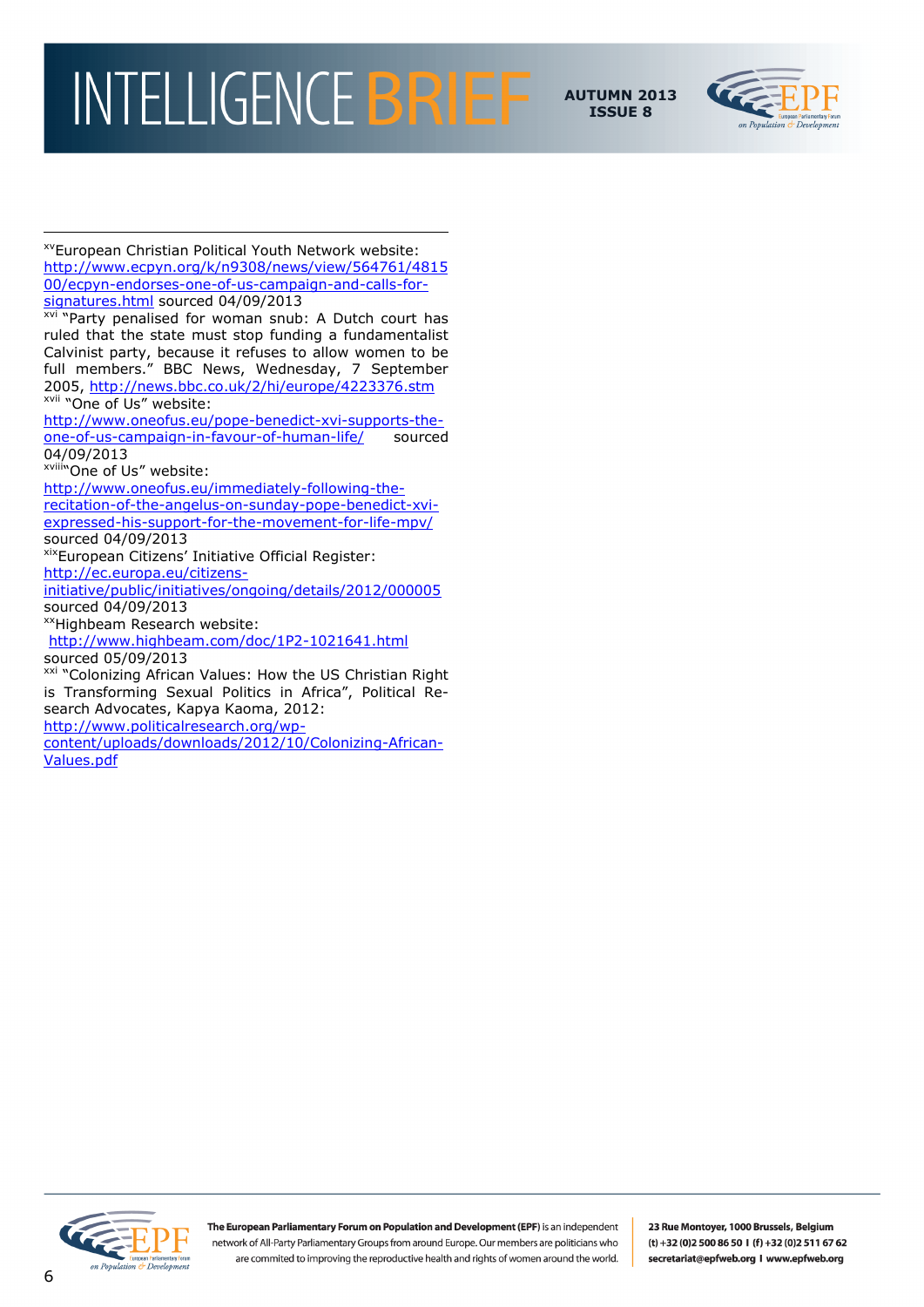[xv] European Christian Political Youth Network website: http://www.ecpyn.org/k/n9308/news/view/564761/481500/ecpyn-endorses-one-of-us-campaign-and-calls-for-signatures.html sourced 04/09/2013

[xvi] "Party penalised for woman snub: A Dutch court has ruled that the state must stop funding a fundamentalist Calvinist party, because it refuses to allow women to be full members." BBC News, Wednesday, 7 September 2005, http://news.bbc.co.uk/2/hi/europe/4223376.stm

[xvii] "One of Us" website: http://www.oneofus.eu/pope-benedict-xvi-supports-the-one-of-us-campaign-in-favour-of-human-life/ sourced 04/09/2013

[xviii] "One of Us" website: http://www.oneofus.eu/immediately-following-the-recitation-of-the-angelus-on-sunday-pope-benedict-xvi-expressed-his-support-for-the-movement-for-life-mpv/ sourced 04/09/2013

[xix] European Citizens' Initiative Official Register: http://ec.europa.eu/citizens-initiative/public/initiatives/ongoing/details/2012/000005 sourced 04/09/2013

[xx] Highbeam Research website: http://www.highbeam.com/doc/1P2-1021641.html sourced 05/09/2013

[xxi] "Colonizing African Values: How the US Christian Right is Transforming Sexual Politics in Africa", Political Research Advocates, Kapya Kaoma, 2012: http://www.politicalresearch.org/wp-content/uploads/downloads/2012/10/Colonizing-African-Values.pdf